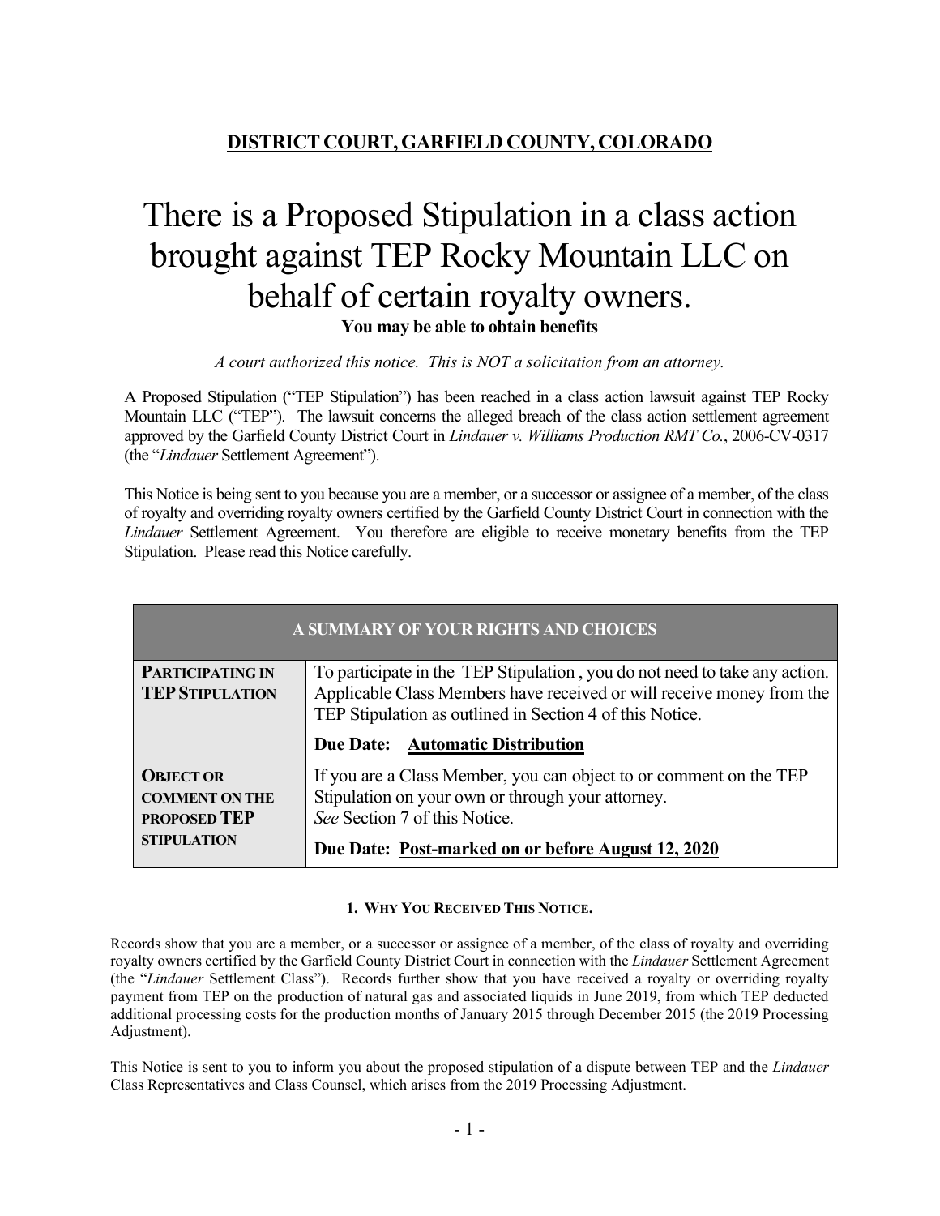## DISTRICT COURT, GARFIELD COUNTY, COLORADO

# There is a Proposed Stipulation in a class action brought against TEP Rocky Mountain LLC on behalf of certain royalty owners.

**You may be able to obtain benefits**

*A court authorized this notice. This is NOT a solicitation from an attorney.*

A Proposed Stipulation ("TEP Stipulation") has been reached in a class action lawsuit against TEP Rocky Mountain LLC ("TEP"). The lawsuit concerns the alleged breach of the class action settlement agreement approved by the Garfield County District Court in *Lindauer v. Williams Production RMT Co.*, 2006-CV-0317 (the "*Lindauer* Settlement Agreement").

This Notice is being sent to you because you are a member, or a successor or assignee of a member, of the class of royalty and overriding royalty owners certified by the Garfield County District Court in connection with the *Lindauer* Settlement Agreement. You therefore are eligible to receive monetary benefits from the TEP Stipulation. Please read this Notice carefully.

| A SUMMARY OF YOUR RIGHTS AND CHOICES | |
|---|---|
| **PARTICIPATING IN TEP STIPULATION** | To participate in the TEP Stipulation , you do not need to take any action. Applicable Class Members have received or will receive money from the TEP Stipulation as outlined in Section 4 of this Notice.<br><br>**Due Date: Automatic Distribution** |
| **OBJECT OR COMMENT ON THE PROPOSED TEP STIPULATION** | If you are a Class Member, you can object to or comment on the TEP Stipulation on your own or through your attorney.<br>*See* Section 7 of this Notice.<br><br>**Due Date: Post-marked on or before August 12, 2020** |

#### 1. WHY YOU RECEIVED THIS NOTICE.

Records show that you are a member, or a successor or assignee of a member, of the class of royalty and overriding royalty owners certified by the Garfield County District Court in connection with the *Lindauer* Settlement Agreement (the "*Lindauer* Settlement Class"). Records further show that you have received a royalty or overriding royalty payment from TEP on the production of natural gas and associated liquids in June 2019, from which TEP deducted additional processing costs for the production months of January 2015 through December 2015 (the 2019 Processing Adjustment).

This Notice is sent to you to inform you about the proposed stipulation of a dispute between TEP and the *Lindauer* Class Representatives and Class Counsel, which arises from the 2019 Processing Adjustment.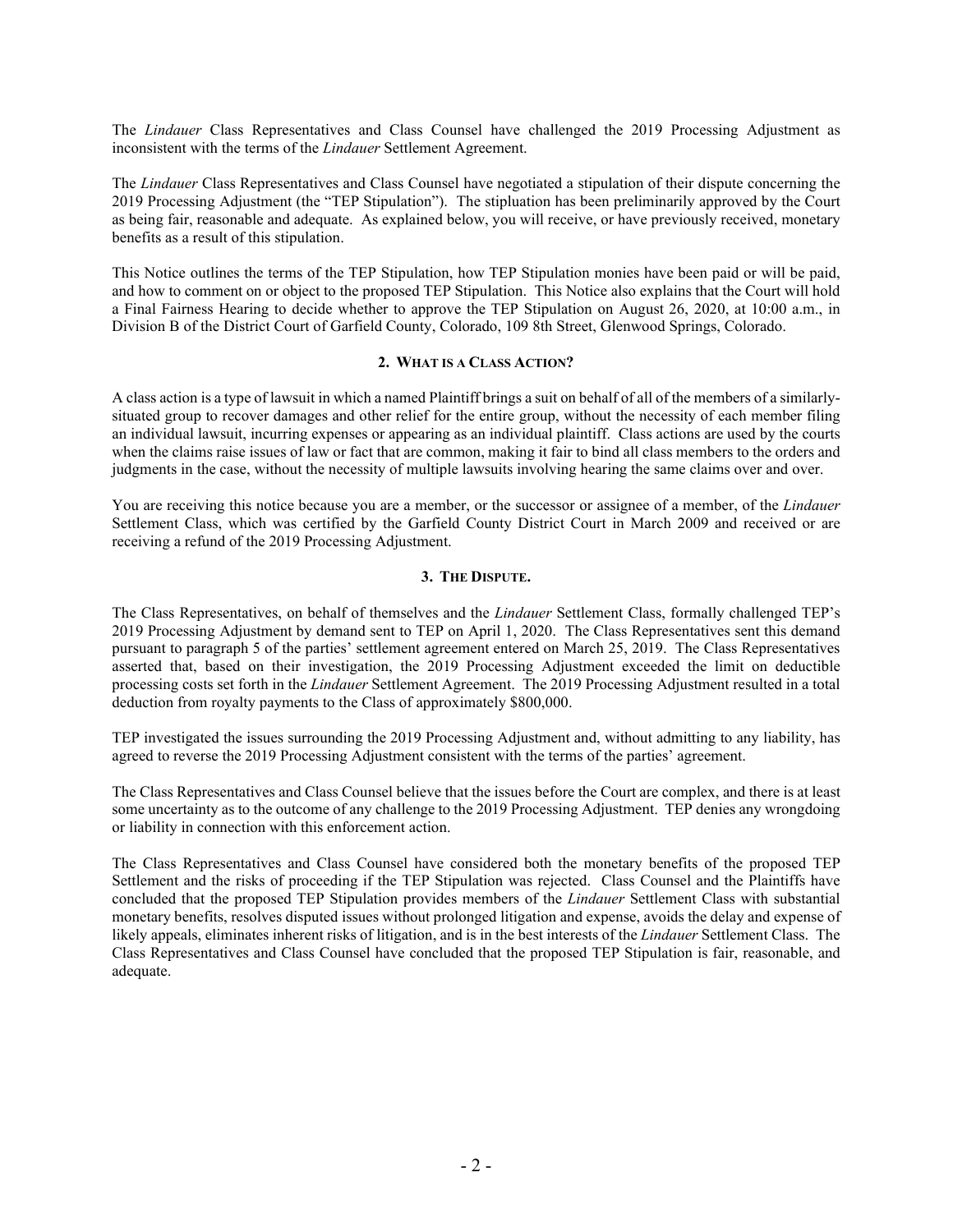The *Lindauer* Class Representatives and Class Counsel have challenged the 2019 Processing Adjustment as inconsistent with the terms of the *Lindauer* Settlement Agreement.

The *Lindauer* Class Representatives and Class Counsel have negotiated a stipulation of their dispute concerning the 2019 Processing Adjustment (the "TEP Stipulation"). The stipluation has been preliminarily approved by the Court as being fair, reasonable and adequate. As explained below, you will receive, or have previously received, monetary benefits as a result of this stipulation.

This Notice outlines the terms of the TEP Stipulation, how TEP Stipulation monies have been paid or will be paid, and how to comment on or object to the proposed TEP Stipulation. This Notice also explains that the Court will hold a Final Fairness Hearing to decide whether to approve the TEP Stipulation on August 26, 2020, at 10:00 a.m., in Division B of the District Court of Garfield County, Colorado, 109 8th Street, Glenwood Springs, Colorado.

## 2. WHAT IS A CLASS ACTION?

A class action is a type of lawsuit in which a named Plaintiff brings a suit on behalf of all of the members of a similarly-situated group to recover damages and other relief for the entire group, without the necessity of each member filing an individual lawsuit, incurring expenses or appearing as an individual plaintiff. Class actions are used by the courts when the claims raise issues of law or fact that are common, making it fair to bind all class members to the orders and judgments in the case, without the necessity of multiple lawsuits involving hearing the same claims over and over.

You are receiving this notice because you are a member, or the successor or assignee of a member, of the *Lindauer* Settlement Class, which was certified by the Garfield County District Court in March 2009 and received or are receiving a refund of the 2019 Processing Adjustment.

## 3. THE DISPUTE.

The Class Representatives, on behalf of themselves and the *Lindauer* Settlement Class, formally challenged TEP's 2019 Processing Adjustment by demand sent to TEP on April 1, 2020. The Class Representatives sent this demand pursuant to paragraph 5 of the parties' settlement agreement entered on March 25, 2019. The Class Representatives asserted that, based on their investigation, the 2019 Processing Adjustment exceeded the limit on deductible processing costs set forth in the *Lindauer* Settlement Agreement. The 2019 Processing Adjustment resulted in a total deduction from royalty payments to the Class of approximately $800,000.

TEP investigated the issues surrounding the 2019 Processing Adjustment and, without admitting to any liability, has agreed to reverse the 2019 Processing Adjustment consistent with the terms of the parties' agreement.

The Class Representatives and Class Counsel believe that the issues before the Court are complex, and there is at least some uncertainty as to the outcome of any challenge to the 2019 Processing Adjustment. TEP denies any wrongdoing or liability in connection with this enforcement action.

The Class Representatives and Class Counsel have considered both the monetary benefits of the proposed TEP Settlement and the risks of proceeding if the TEP Stipulation was rejected. Class Counsel and the Plaintiffs have concluded that the proposed TEP Stipulation provides members of the *Lindauer* Settlement Class with substantial monetary benefits, resolves disputed issues without prolonged litigation and expense, avoids the delay and expense of likely appeals, eliminates inherent risks of litigation, and is in the best interests of the *Lindauer* Settlement Class. The Class Representatives and Class Counsel have concluded that the proposed TEP Stipulation is fair, reasonable, and adequate.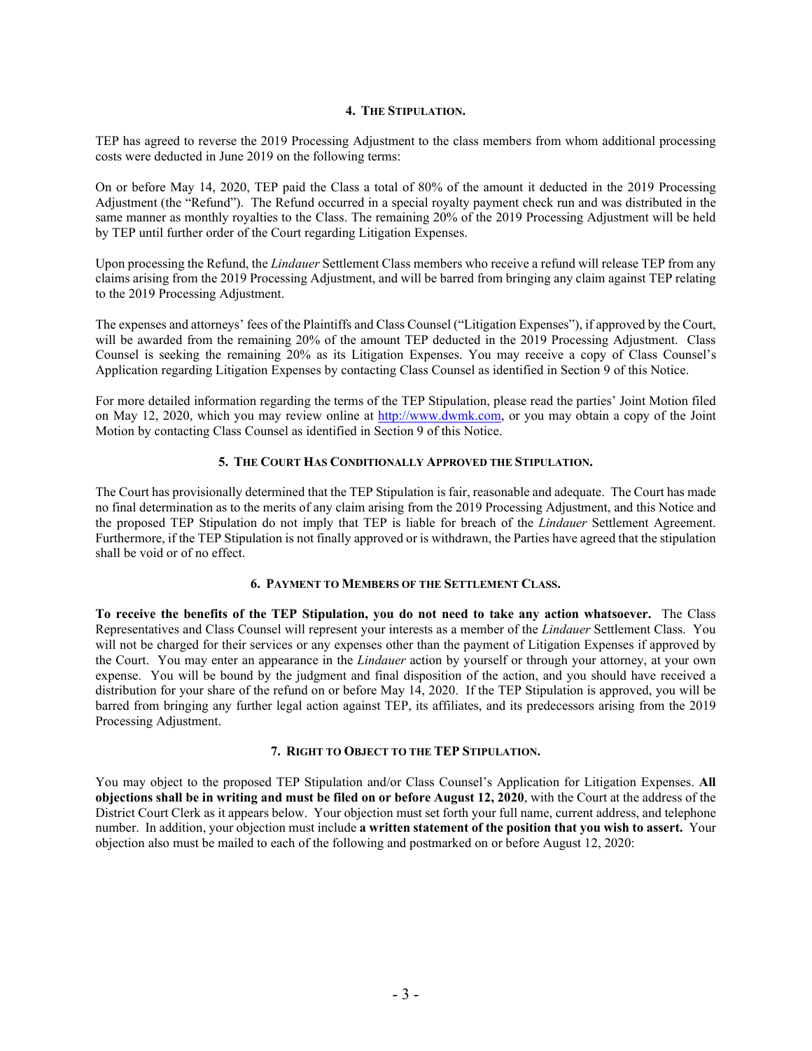## 4. The Stipulation.

TEP has agreed to reverse the 2019 Processing Adjustment to the class members from whom additional processing costs were deducted in June 2019 on the following terms:

On or before May 14, 2020, TEP paid the Class a total of 80% of the amount it deducted in the 2019 Processing Adjustment (the "Refund"). The Refund occurred in a special royalty payment check run and was distributed in the same manner as monthly royalties to the Class. The remaining 20% of the 2019 Processing Adjustment will be held by TEP until further order of the Court regarding Litigation Expenses.

Upon processing the Refund, the *Lindauer* Settlement Class members who receive a refund will release TEP from any claims arising from the 2019 Processing Adjustment, and will be barred from bringing any claim against TEP relating to the 2019 Processing Adjustment.

The expenses and attorneys' fees of the Plaintiffs and Class Counsel ("Litigation Expenses"), if approved by the Court, will be awarded from the remaining 20% of the amount TEP deducted in the 2019 Processing Adjustment. Class Counsel is seeking the remaining 20% as its Litigation Expenses. You may receive a copy of Class Counsel's Application regarding Litigation Expenses by contacting Class Counsel as identified in Section 9 of this Notice.

For more detailed information regarding the terms of the TEP Stipulation, please read the parties' Joint Motion filed on May 12, 2020, which you may review online at http://www.dwmk.com, or you may obtain a copy of the Joint Motion by contacting Class Counsel as identified in Section 9 of this Notice.

## 5. The Court Has Conditionally Approved the Stipulation.

The Court has provisionally determined that the TEP Stipulation is fair, reasonable and adequate. The Court has made no final determination as to the merits of any claim arising from the 2019 Processing Adjustment, and this Notice and the proposed TEP Stipulation do not imply that TEP is liable for breach of the *Lindauer* Settlement Agreement. Furthermore, if the TEP Stipulation is not finally approved or is withdrawn, the Parties have agreed that the stipulation shall be void or of no effect.

## 6. Payment to Members of the Settlement Class.

**To receive the benefits of the TEP Stipulation, you do not need to take any action whatsoever.** The Class Representatives and Class Counsel will represent your interests as a member of the *Lindauer* Settlement Class. You will not be charged for their services or any expenses other than the payment of Litigation Expenses if approved by the Court. You may enter an appearance in the *Lindauer* action by yourself or through your attorney, at your own expense. You will be bound by the judgment and final disposition of the action, and you should have received a distribution for your share of the refund on or before May 14, 2020. If the TEP Stipulation is approved, you will be barred from bringing any further legal action against TEP, its affiliates, and its predecessors arising from the 2019 Processing Adjustment.

## 7. Right to Object to the TEP Stipulation.

You may object to the proposed TEP Stipulation and/or Class Counsel's Application for Litigation Expenses. **All objections shall be in writing and must be filed on or before August 12, 2020**, with the Court at the address of the District Court Clerk as it appears below. Your objection must set forth your full name, current address, and telephone number. In addition, your objection must include **a written statement of the position that you wish to assert.** Your objection also must be mailed to each of the following and postmarked on or before August 12, 2020: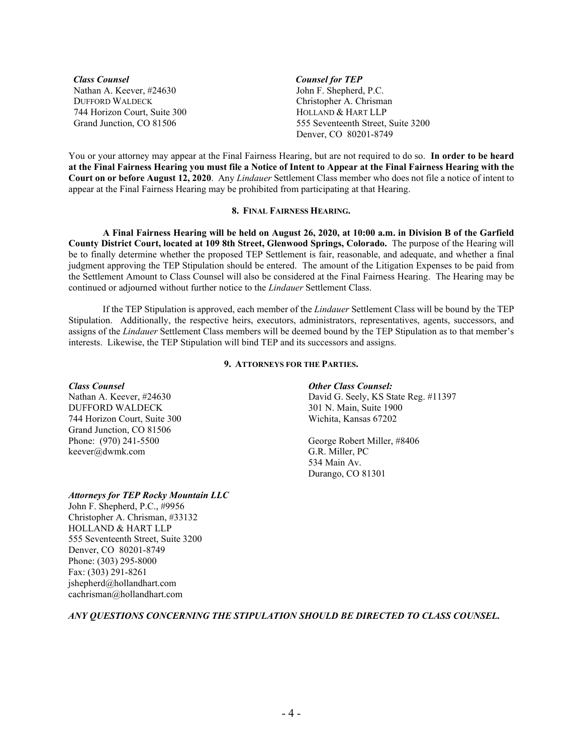| ***Class Counsel*** | ***Counsel for TEP*** |
| --- | --- |
| Nathan A. Keever, #24630 | John F. Shepherd, P.C. |
| DUFFORD WALDECK | Christopher A. Chrisman |
| 744 Horizon Court, Suite 300 | HOLLAND & HART LLP |
| Grand Junction, CO 81506 | 555 Seventeenth Street, Suite 3200 |
| | Denver, CO 80201-8749 |

You or your attorney may appear at the Final Fairness Hearing, but are not required to do so. **In order to be heard at the Final Fairness Hearing you must file a Notice of Intent to Appear at the Final Fairness Hearing with the Court on or before August 12, 2020**. Any *Lindauer* Settlement Class member who does not file a notice of intent to appear at the Final Fairness Hearing may be prohibited from participating at that Hearing.

**8. FINAL FAIRNESS HEARING.**

**A Final Fairness Hearing will be held on August 26, 2020, at 10:00 a.m. in Division B of the Garfield County District Court, located at 109 8th Street, Glenwood Springs, Colorado.** The purpose of the Hearing will be to finally determine whether the proposed TEP Settlement is fair, reasonable, and adequate, and whether a final judgment approving the TEP Stipulation should be entered. The amount of the Litigation Expenses to be paid from the Settlement Amount to Class Counsel will also be considered at the Final Fairness Hearing. The Hearing may be continued or adjourned without further notice to the *Lindauer* Settlement Class.

If the TEP Stipulation is approved, each member of the *Lindauer* Settlement Class will be bound by the TEP Stipulation. Additionally, the respective heirs, executors, administrators, representatives, agents, successors, and assigns of the *Lindauer* Settlement Class members will be deemed bound by the TEP Stipulation as to that member's interests. Likewise, the TEP Stipulation will bind TEP and its successors and assigns.

**9. ATTORNEYS FOR THE PARTIES.**

***Class Counsel***
Nathan A. Keever, #24630
DUFFORD WALDECK
744 Horizon Court, Suite 300
Grand Junction, CO 81506
Phone: (970) 241-5500
keever@dwmk.com

***Other Class Counsel:***
David G. Seely, KS State Reg. #11397
301 N. Main, Suite 1900
Wichita, Kansas 67202

George Robert Miller, #8406
G.R. Miller, PC
534 Main Av.
Durango, CO 81301

***Attorneys for TEP Rocky Mountain LLC***
John F. Shepherd, P.C., #9956
Christopher A. Chrisman, #33132
HOLLAND & HART LLP
555 Seventeenth Street, Suite 3200
Denver, CO 80201-8749
Phone: (303) 295-8000
Fax: (303) 291-8261
jshepherd@hollandhart.com
cachrisman@hollandhart.com

***ANY QUESTIONS CONCERNING THE STIPULATION SHOULD BE DIRECTED TO CLASS COUNSEL.***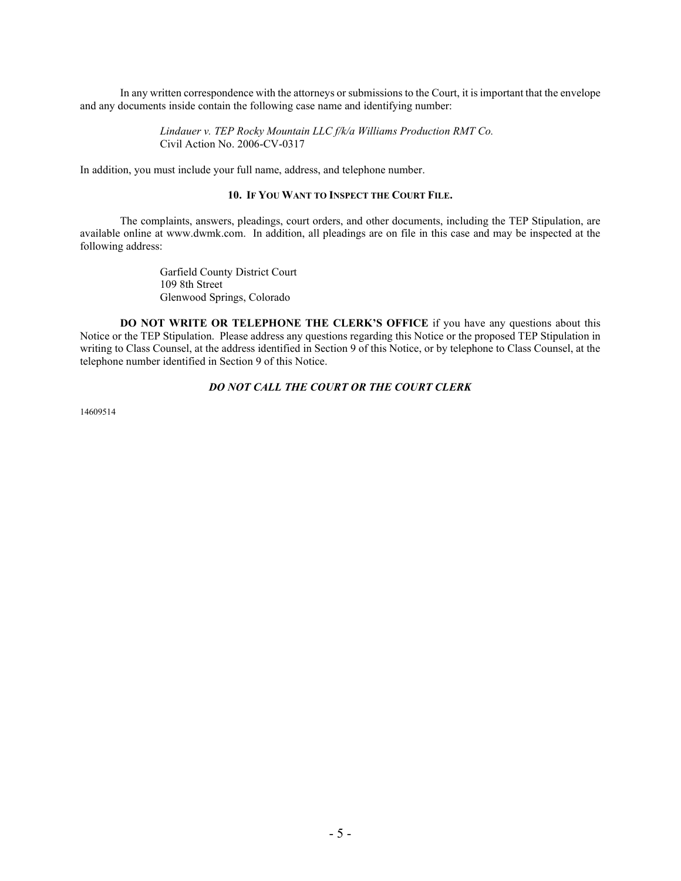In any written correspondence with the attorneys or submissions to the Court, it is important that the envelope and any documents inside contain the following case name and identifying number:

> *Lindauer v. TEP Rocky Mountain LLC f/k/a Williams Production RMT Co.*
> Civil Action No. 2006-CV-0317

In addition, you must include your full name, address, and telephone number.

### 10. If You Want to Inspect the Court File.

The complaints, answers, pleadings, court orders, and other documents, including the TEP Stipulation, are available online at www.dwmk.com. In addition, all pleadings are on file in this case and may be inspected at the following address:

> Garfield County District Court
> 109 8th Street
> Glenwood Springs, Colorado

**DO NOT WRITE OR TELEPHONE THE CLERK'S OFFICE** if you have any questions about this Notice or the TEP Stipulation. Please address any questions regarding this Notice or the proposed TEP Stipulation in writing to Class Counsel, at the address identified in Section 9 of this Notice, or by telephone to Class Counsel, at the telephone number identified in Section 9 of this Notice.

***DO NOT CALL THE COURT OR THE COURT CLERK***

14609514